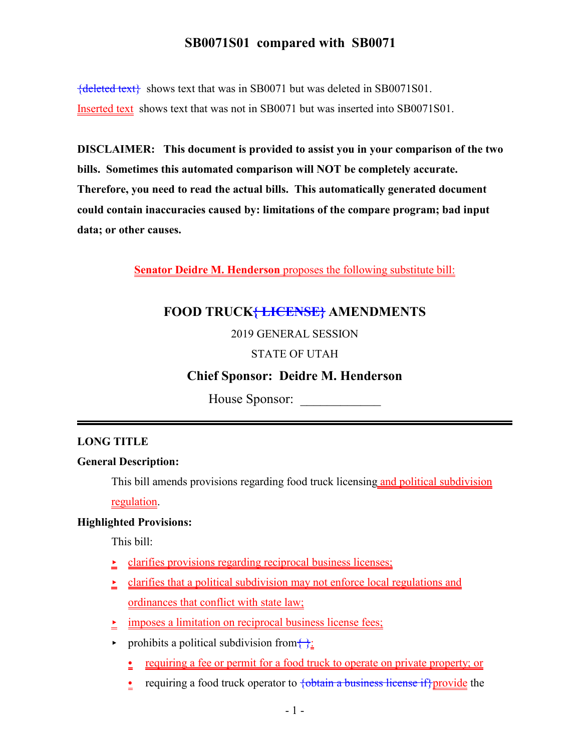# SB0071S01 compared with SB0071

{deleted text} shows text that was in SB0071 but was deleted in SB0071S01.

Inserted text shows text that was not in SB0071 but was inserted into SB0071S01.

**DISCLAIMER: This document is provided to assist you in your comparison of the two bills. Sometimes this automated comparison will NOT be completely accurate. Therefore, you need to read the actual bills. This automatically generated document could contain inaccuracies caused by: limitations of the compare program; bad input data; or other causes.**

**Senator Deidre M. Henderson** proposes the following substitute bill:

## FOOD TRUCK{ LICENSE} AMENDMENTS

2019 GENERAL SESSION

STATE OF UTAH

**Chief Sponsor: Deidre M. Henderson**

House Sponsor: ____________

---

**LONG TITLE**

**General Description:**

This bill amends provisions regarding food truck licensing and political subdivision regulation.

**Highlighted Provisions:**

This bill:

- clarifies provisions regarding reciprocal business licenses;
- clarifies that a political subdivision may not enforce local regulations and ordinances that conflict with state law;
- imposes a limitation on reciprocal business license fees;
- prohibits a political subdivision from{ }:
  - requiring a fee or permit for a food truck to operate on private property; or
  - requiring a food truck operator to {obtain a business license if}provide the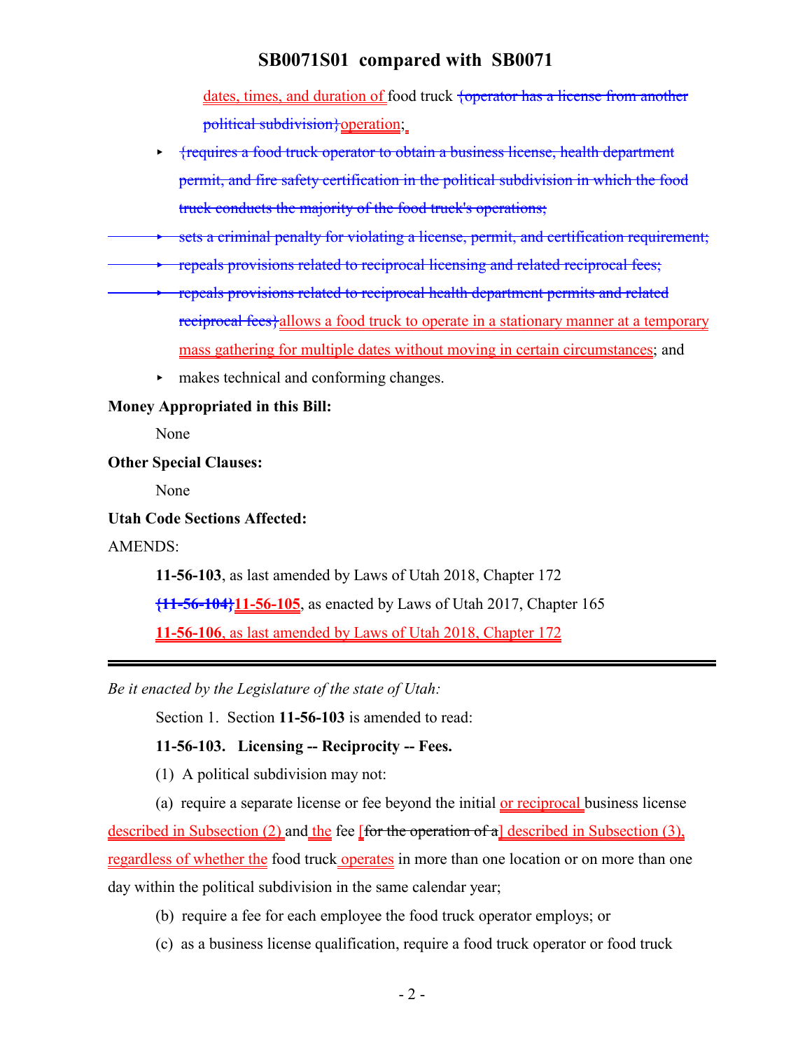dates, times, and duration of food truck {operator has a license from another political subdivision}operation;.

- {requires a food truck operator to obtain a business license, health department permit, and fire safety certification in the political subdivision in which the food truck conducts the majority of the food truck's operations;
- sets a criminal penalty for violating a license, permit, and certification requirement;
- repeals provisions related to reciprocal licensing and related reciprocal fees;
- repeals provisions related to reciprocal health department permits and related reciprocal fees}allows a food truck to operate in a stationary manner at a temporary mass gathering for multiple dates without moving in certain circumstances; and
- makes technical and conforming changes.

**Money Appropriated in this Bill:**

None

**Other Special Clauses:**

None

**Utah Code Sections Affected:**

AMENDS:

**11-56-103**, as last amended by Laws of Utah 2018, Chapter 172

**{11-56-104}11-56-105**, as enacted by Laws of Utah 2017, Chapter 165

**11-56-106**, as last amended by Laws of Utah 2018, Chapter 172

---

*Be it enacted by the Legislature of the state of Utah:*

Section 1. Section **11-56-103** is amended to read:

**11-56-103. Licensing -- Reciprocity -- Fees.**

(1) A political subdivision may not:

(a) require a separate license or fee beyond the initial or reciprocal business license described in Subsection (2) and the fee [for the operation of a] described in Subsection (3), regardless of whether the food truck operates in more than one location or on more than one day within the political subdivision in the same calendar year;

(b) require a fee for each employee the food truck operator employs; or

(c) as a business license qualification, require a food truck operator or food truck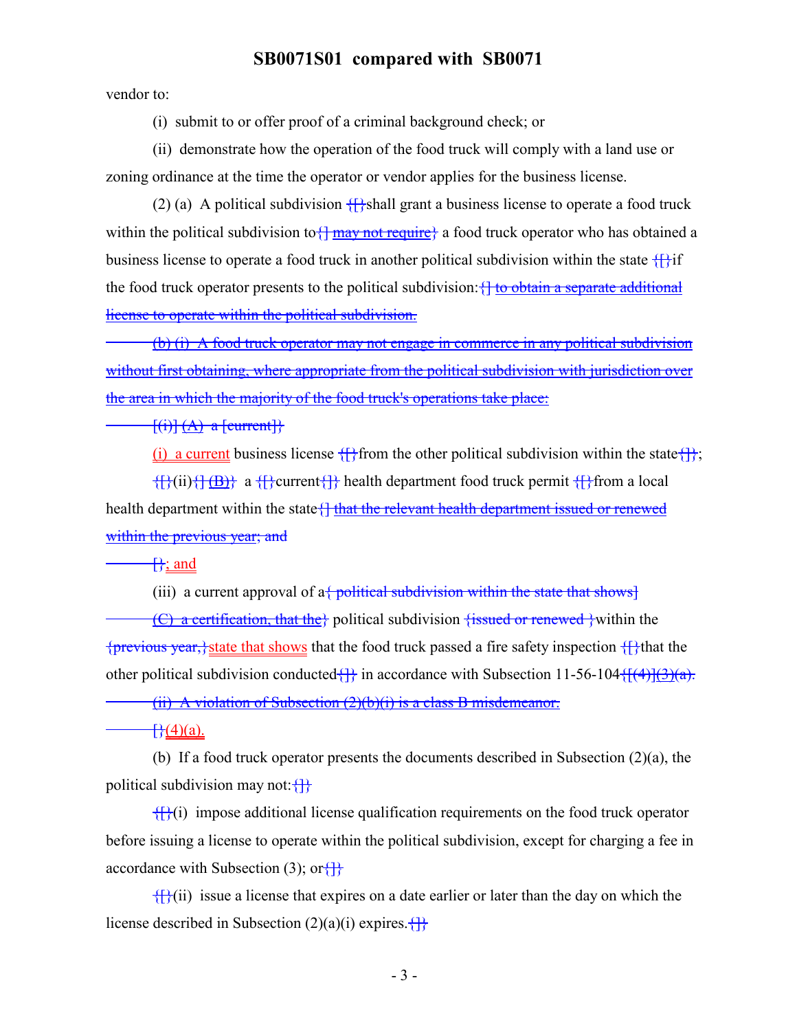vendor to:

(i) submit to or offer proof of a criminal background check; or

(ii) demonstrate how the operation of the food truck will comply with a land use or zoning ordinance at the time the operator or vendor applies for the business license.

(2) (a) A political subdivision {[}shall grant a business license to operate a food truck within the political subdivision to{] may not require} a food truck operator who has obtained a business license to operate a food truck in another political subdivision within the state {[}if the food truck operator presents to the political subdivision:{] to obtain a separate additional license to operate within the political subdivision.

(b) (i) A food truck operator may not engage in commerce in any political subdivision without first obtaining, where appropriate from the political subdivision with jurisdiction over the area in which the majority of the food truck's operations take place:

[(i)] (A) a [current]}

(i) a current business license {[}from the other political subdivision within the state{]};

{[}(ii){] (B)} a {[}current{]} health department food truck permit {[}from a local health department within the state{] that the relevant health department issued or renewed within the previous year; and

[};and

(iii) a current approval of a{ political subdivision within the state that shows]

(C) a certification, that the} political subdivision {issued or renewed }within the {previous year,}state that shows that the food truck passed a fire safety inspection {[}that the other political subdivision conducted{]} in accordance with Subsection 11-56-104{[(4)](3)(a).

(ii) A violation of Subsection (2)(b)(i) is a class B misdemeanor.

[}(4)(a).

(b) If a food truck operator presents the documents described in Subsection (2)(a), the political subdivision may not:{]}

{[}(i) impose additional license qualification requirements on the food truck operator before issuing a license to operate within the political subdivision, except for charging a fee in accordance with Subsection (3); or{]}

{[}(ii) issue a license that expires on a date earlier or later than the day on which the license described in Subsection (2)(a)(i) expires.{]}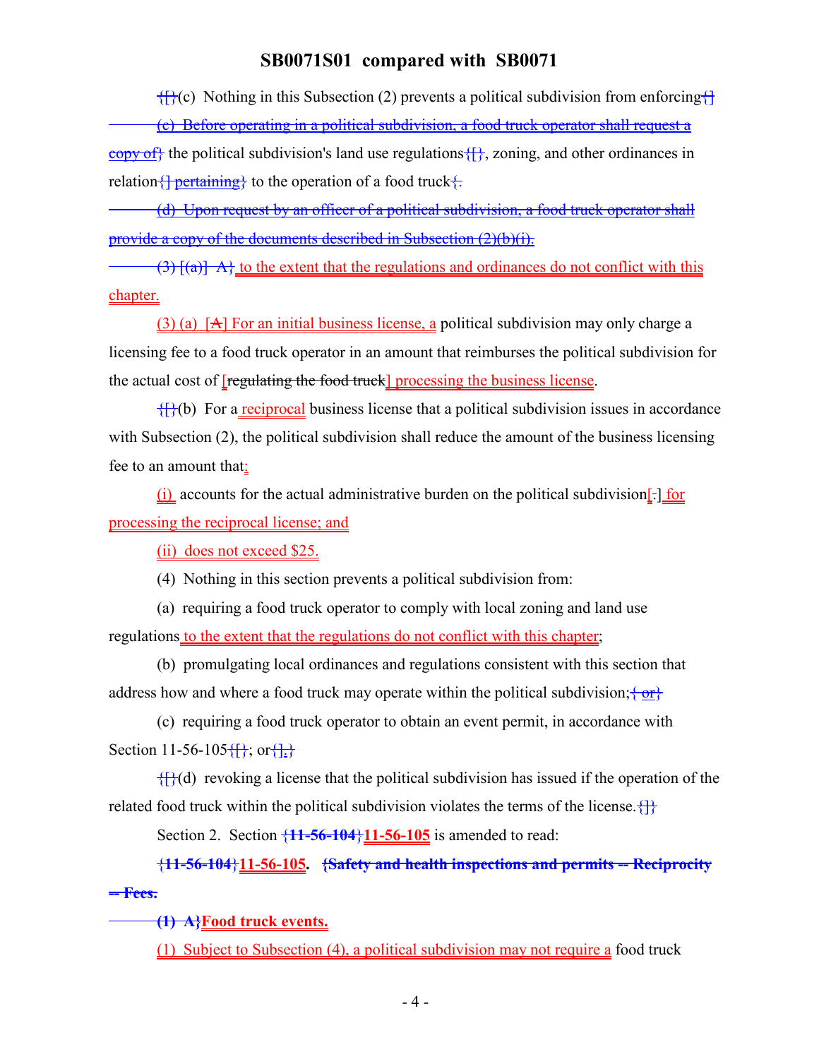{[}(c) Nothing in this Subsection (2) prevents a political subdivision from enforcing{]

(c) Before operating in a political subdivision, a food truck operator shall request a copy of} the political subdivision's land use regulations{[}, zoning, and other ordinances in relation{] pertaining} to the operation of a food truck{.

(d) Upon request by an officer of a political subdivision, a food truck operator shall provide a copy of the documents described in Subsection (2)(b)(i).

(3) [(a)] A} to the extent that the regulations and ordinances do not conflict with this chapter.

(3) (a) [A] For an initial business license, a political subdivision may only charge a licensing fee to a food truck operator in an amount that reimburses the political subdivision for the actual cost of [regulating the food truck] processing the business license.

{[}(b) For a reciprocal business license that a political subdivision issues in accordance with Subsection (2), the political subdivision shall reduce the amount of the business licensing fee to an amount that:

(i) accounts for the actual administrative burden on the political subdivision[.] for processing the reciprocal license; and

(ii) does not exceed $25.

(4) Nothing in this section prevents a political subdivision from:

(a) requiring a food truck operator to comply with local zoning and land use regulations to the extent that the regulations do not conflict with this chapter;

(b) promulgating local ordinances and regulations consistent with this section that address how and where a food truck may operate within the political subdivision;{ or}

(c) requiring a food truck operator to obtain an event permit, in accordance with Section 11-56-105{[}; or{].}

{[}(d) revoking a license that the political subdivision has issued if the operation of the related food truck within the political subdivision violates the terms of the license.{]}

Section 2. Section {11-56-104}11-56-105 is amended to read:

**{11-56-104}11-56-105. {Safety and health inspections and permits -- Reciprocity -- Fees.**

**(1) A}Food truck events.**

(1) Subject to Subsection (4), a political subdivision may not require a food truck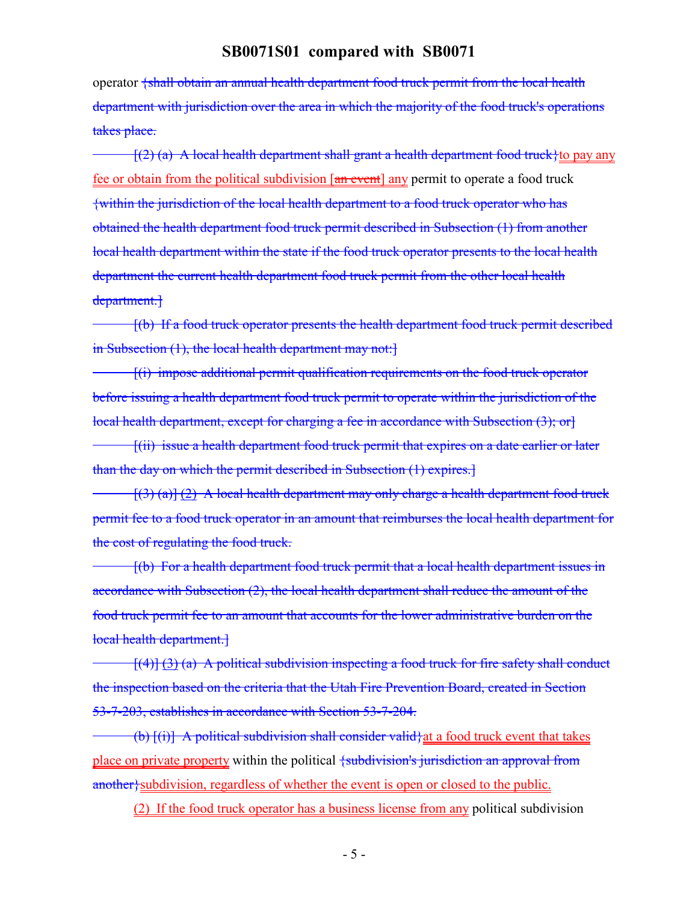operator {shall obtain an annual health department food truck permit from the local health department with jurisdiction over the area in which the majority of the food truck's operations takes place.

[(2) (a) A local health department shall grant a health department food truck}to pay any fee or obtain from the political subdivision [an event] any permit to operate a food truck {within the jurisdiction of the local health department to a food truck operator who has obtained the health department food truck permit described in Subsection (1) from another local health department within the state if the food truck operator presents to the local health department the current health department food truck permit from the other local health department.]

[(b) If a food truck operator presents the health department food truck permit described in Subsection (1), the local health department may not:]

[(i) impose additional permit qualification requirements on the food truck operator before issuing a health department food truck permit to operate within the jurisdiction of the local health department, except for charging a fee in accordance with Subsection (3); or]

[(ii) issue a health department food truck permit that expires on a date earlier or later than the day on which the permit described in Subsection (1) expires.]

[(3) (a)] (2) A local health department may only charge a health department food truck permit fee to a food truck operator in an amount that reimburses the local health department for the cost of regulating the food truck.

[(b) For a health department food truck permit that a local health department issues in accordance with Subsection (2), the local health department shall reduce the amount of the food truck permit fee to an amount that accounts for the lower administrative burden on the local health department.]

[(4)] (3) (a) A political subdivision inspecting a food truck for fire safety shall conduct the inspection based on the criteria that the Utah Fire Prevention Board, created in Section 53-7-203, establishes in accordance with Section 53-7-204.

(b) [(i)] A political subdivision shall consider valid}at a food truck event that takes place on private property within the political {subdivision's jurisdiction an approval from another}subdivision, regardless of whether the event is open or closed to the public.

(2) If the food truck operator has a business license from any political subdivision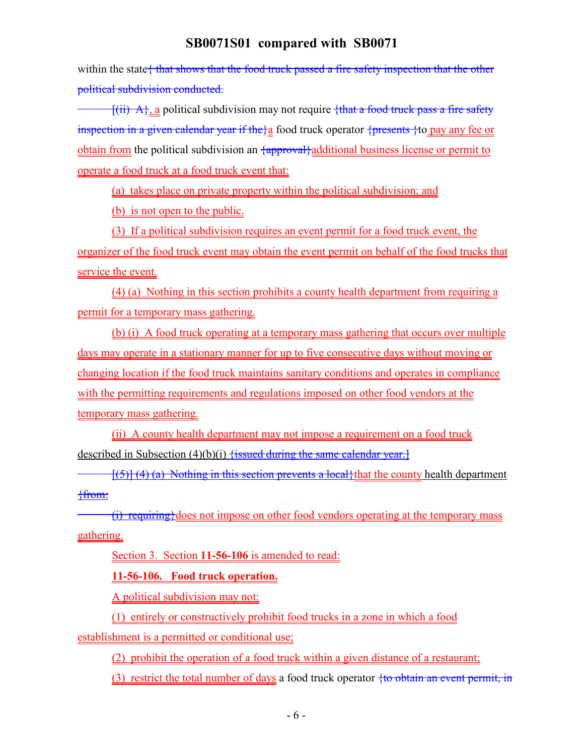within the state{ that shows that the food truck passed a fire safety inspection that the other political subdivision conducted.

[(ii) A}, a political subdivision may not require {that a food truck pass a fire safety inspection in a given calendar year if the}a food truck operator {presents }to pay any fee or obtain from the political subdivision an {approval}additional business license or permit to operate a food truck at a food truck event that:

(a) takes place on private property within the political subdivision; and

(b) is not open to the public.

(3) If a political subdivision requires an event permit for a food truck event, the organizer of the food truck event may obtain the event permit on behalf of the food trucks that service the event.

(4) (a) Nothing in this section prohibits a county health department from requiring a permit for a temporary mass gathering.

(b) (i) A food truck operating at a temporary mass gathering that occurs over multiple days may operate in a stationary manner for up to five consecutive days without moving or changing location if the food truck maintains sanitary conditions and operates in compliance with the permitting requirements and regulations imposed on other food vendors at the temporary mass gathering.

(ii) A county health department may not impose a requirement on a food truck described in Subsection (4)(b)(i) {issued during the same calendar year.]

[(5)] (4) (a) Nothing in this section prevents a local}that the county health department {from:

(i) requiring}does not impose on other food vendors operating at the temporary mass gathering.

Section 3. Section **11-56-106** is amended to read:

**11-56-106. Food truck operation.**

A political subdivision may not:

(1) entirely or constructively prohibit food trucks in a zone in which a food establishment is a permitted or conditional use;

(2) prohibit the operation of a food truck within a given distance of a restaurant;

(3) restrict the total number of days a food truck operator {to obtain an event permit, in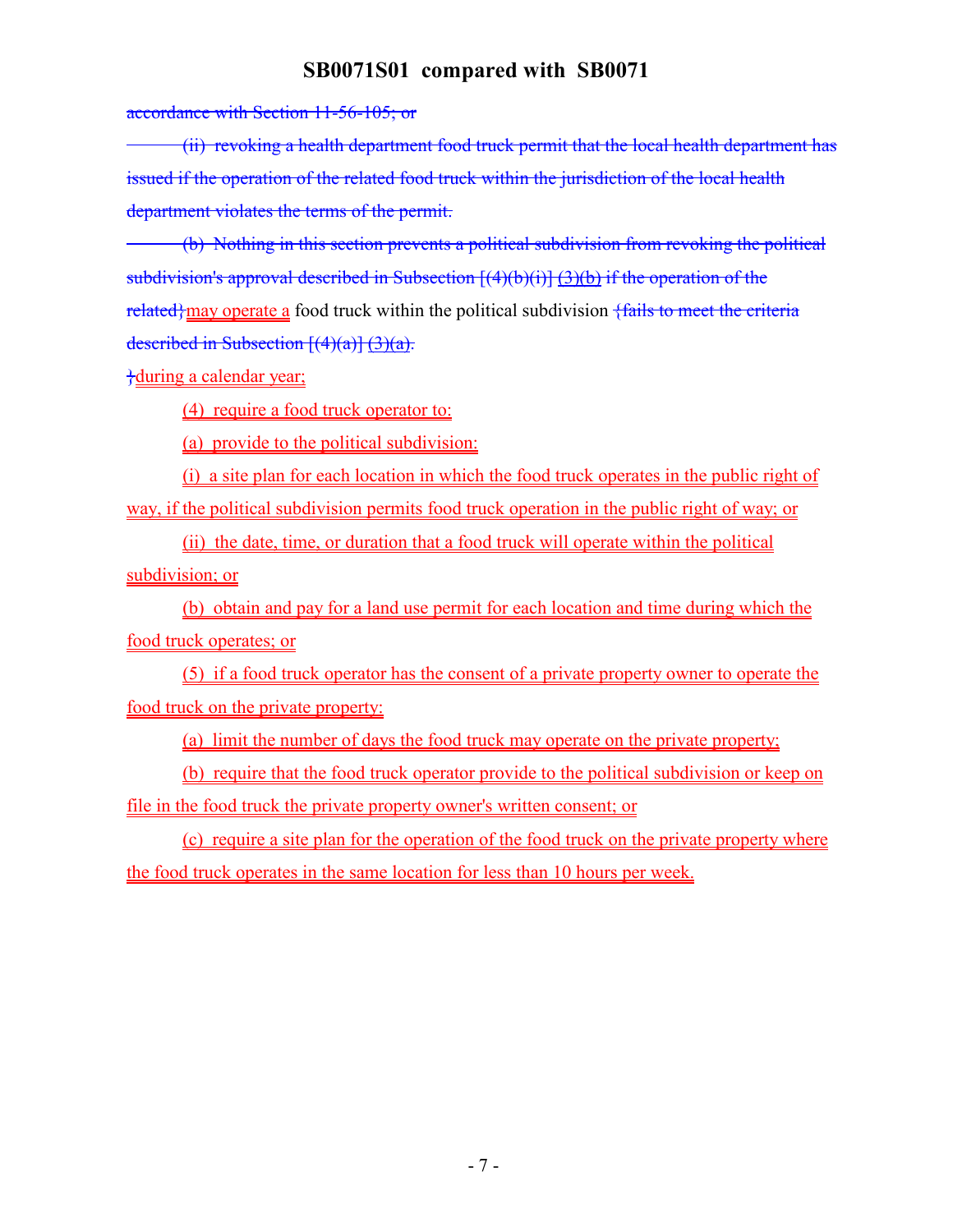accordance with Section 11-56-105; or

(ii) revoking a health department food truck permit that the local health department has issued if the operation of the related food truck within the jurisdiction of the local health department violates the terms of the permit.

(b) Nothing in this section prevents a political subdivision from revoking the political subdivision's approval described in Subsection [(4)(b)(i)] (3)(b) if the operation of the related}may operate a food truck within the political subdivision {fails to meet the criteria described in Subsection [(4)(a)] (3)(a).

};during a calendar year;

(4) require a food truck operator to:

(a) provide to the political subdivision:

(i) a site plan for each location in which the food truck operates in the public right of way, if the political subdivision permits food truck operation in the public right of way; or

(ii) the date, time, or duration that a food truck will operate within the political subdivision; or

(b) obtain and pay for a land use permit for each location and time during which the food truck operates; or

(5) if a food truck operator has the consent of a private property owner to operate the food truck on the private property:

(a) limit the number of days the food truck may operate on the private property;

(b) require that the food truck operator provide to the political subdivision or keep on file in the food truck the private property owner's written consent; or

(c) require a site plan for the operation of the food truck on the private property where the food truck operates in the same location for less than 10 hours per week.